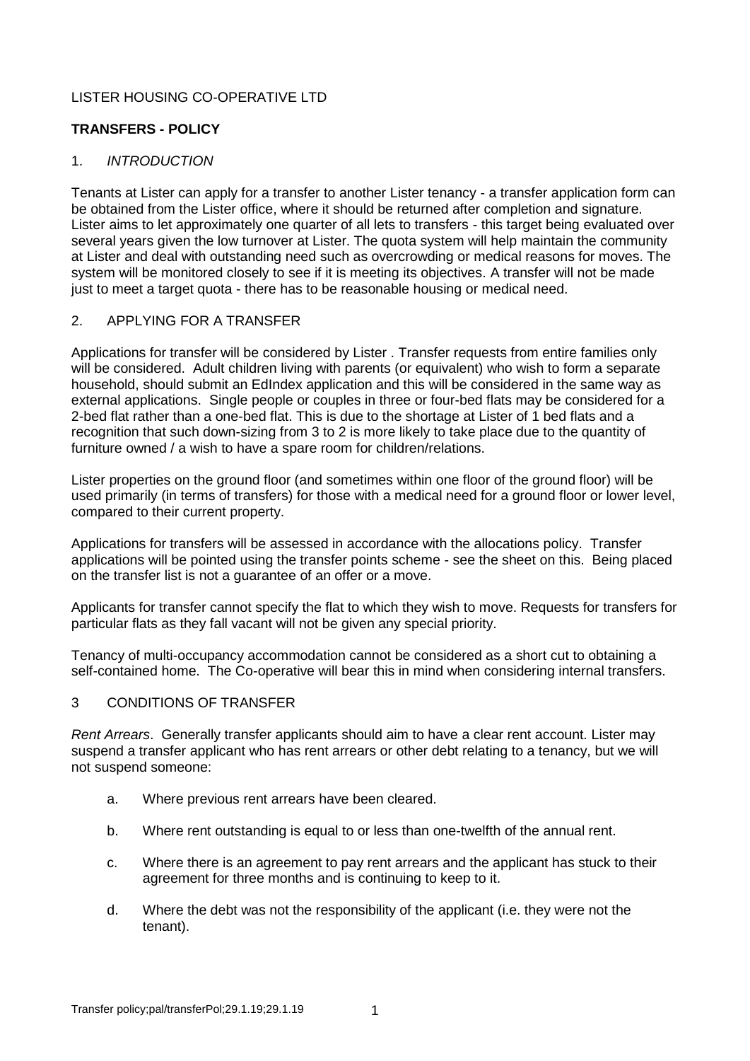LISTER HOUSING CO-OPERATIVE LTD

**TRANSFERS - POLICY**

1. *INTRODUCTION*

Tenants at Lister can apply for a transfer to another Lister tenancy - a transfer application form can be obtained from the Lister office, where it should be returned after completion and signature. Lister aims to let approximately one quarter of all lets to transfers - this target being evaluated over several years given the low turnover at Lister. The quota system will help maintain the community at Lister and deal with outstanding need such as overcrowding or medical reasons for moves. The system will be monitored closely to see if it is meeting its objectives. A transfer will not be made just to meet a target quota - there has to be reasonable housing or medical need.

2. APPLYING FOR A TRANSFER

Applications for transfer will be considered by Lister . Transfer requests from entire families only will be considered. Adult children living with parents (or equivalent) who wish to form a separate household, should submit an EdIndex application and this will be considered in the same way as external applications. Single people or couples in three or four-bed flats may be considered for a 2-bed flat rather than a one-bed flat. This is due to the shortage at Lister of 1 bed flats and a recognition that such down-sizing from 3 to 2 is more likely to take place due to the quantity of furniture owned / a wish to have a spare room for children/relations.

Lister properties on the ground floor (and sometimes within one floor of the ground floor) will be used primarily (in terms of transfers) for those with a medical need for a ground floor or lower level, compared to their current property.

Applications for transfers will be assessed in accordance with the allocations policy. Transfer applications will be pointed using the transfer points scheme - see the sheet on this. Being placed on the transfer list is not a guarantee of an offer or a move.

Applicants for transfer cannot specify the flat to which they wish to move. Requests for transfers for particular flats as they fall vacant will not be given any special priority.

Tenancy of multi-occupancy accommodation cannot be considered as a short cut to obtaining a self-contained home. The Co-operative will bear this in mind when considering internal transfers.

3 CONDITIONS OF TRANSFER

*Rent Arrears*. Generally transfer applicants should aim to have a clear rent account. Lister may suspend a transfer applicant who has rent arrears or other debt relating to a tenancy, but we will not suspend someone:

a. Where previous rent arrears have been cleared.

b. Where rent outstanding is equal to or less than one-twelfth of the annual rent.

c. Where there is an agreement to pay rent arrears and the applicant has stuck to their agreement for three months and is continuing to keep to it.

d. Where the debt was not the responsibility of the applicant (i.e. they were not the tenant).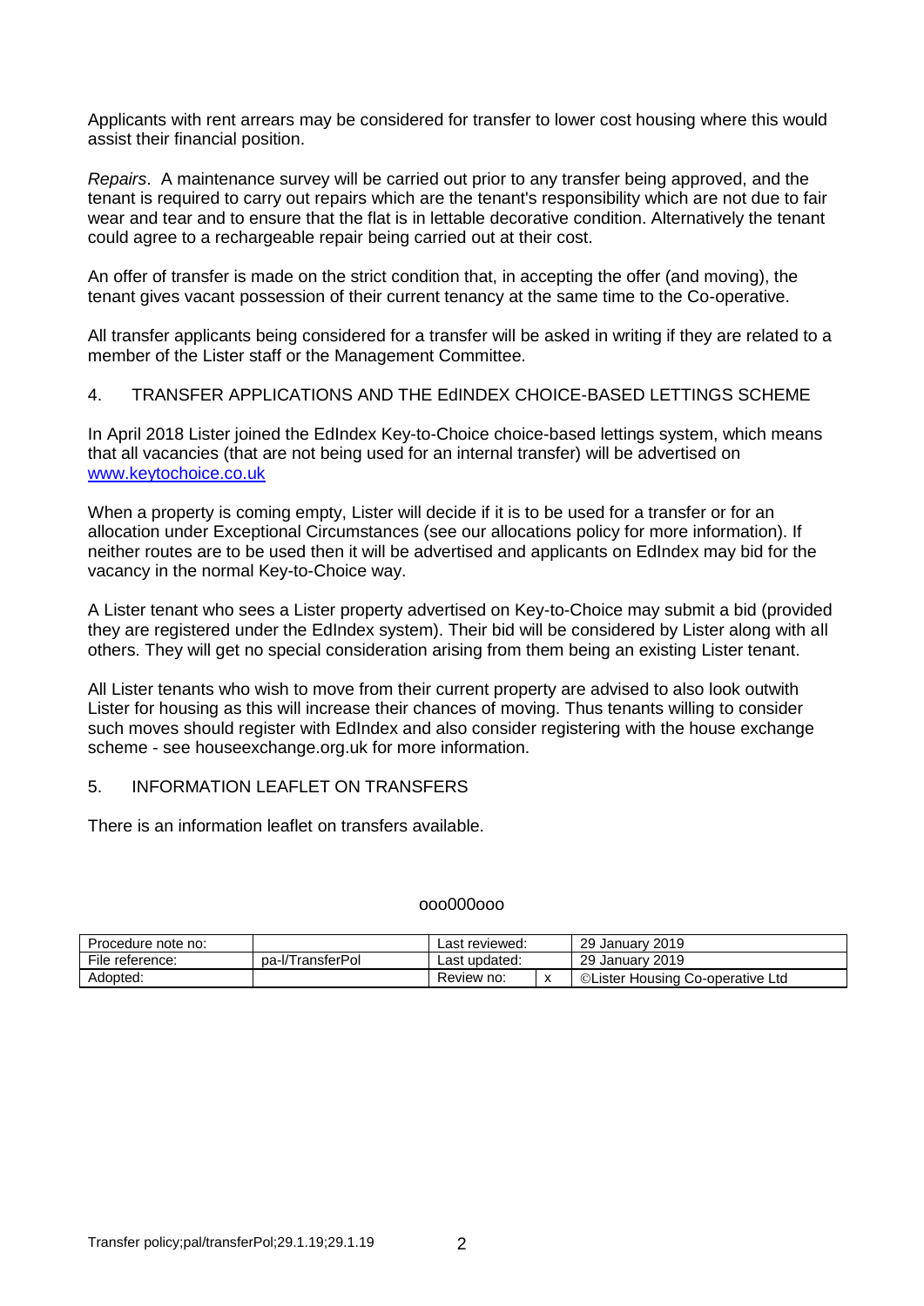Applicants with rent arrears may be considered for transfer to lower cost housing where this would assist their financial position.

*Repairs*. A maintenance survey will be carried out prior to any transfer being approved, and the tenant is required to carry out repairs which are the tenant's responsibility which are not due to fair wear and tear and to ensure that the flat is in lettable decorative condition. Alternatively the tenant could agree to a rechargeable repair being carried out at their cost.

An offer of transfer is made on the strict condition that, in accepting the offer (and moving), the tenant gives vacant possession of their current tenancy at the same time to the Co-operative.

All transfer applicants being considered for a transfer will be asked in writing if they are related to a member of the Lister staff or the Management Committee.

## 4. TRANSFER APPLICATIONS AND THE EdINDEX CHOICE-BASED LETTINGS SCHEME

In April 2018 Lister joined the EdIndex Key-to-Choice choice-based lettings system, which means that all vacancies (that are not being used for an internal transfer) will be advertised on [www.keytochoice.co.uk](www.keytochoice.co.uk)

When a property is coming empty, Lister will decide if it is to be used for a transfer or for an allocation under Exceptional Circumstances (see our allocations policy for more information). If neither routes are to be used then it will be advertised and applicants on EdIndex may bid for the vacancy in the normal Key-to-Choice way.

A Lister tenant who sees a Lister property advertised on Key-to-Choice may submit a bid (provided they are registered under the EdIndex system). Their bid will be considered by Lister along with all others. They will get no special consideration arising from them being an existing Lister tenant.

All Lister tenants who wish to move from their current property are advised to also look outwith Lister for housing as this will increase their chances of moving. Thus tenants willing to consider such moves should register with EdIndex and also consider registering with the house exchange scheme - see houseexchange.org.uk for more information.

## 5. INFORMATION LEAFLET ON TRANSFERS

There is an information leaflet on transfers available.

ooo000ooo

| | | | | |
|---|---|---|---|---|
| Procedure note no: | | Last reviewed: | | 29 January 2019 |
| File reference: | pa-l/TransferPol | Last updated: | | 29 January 2019 |
| Adopted: | | Review no: | x | ©Lister Housing Co-operative Ltd |